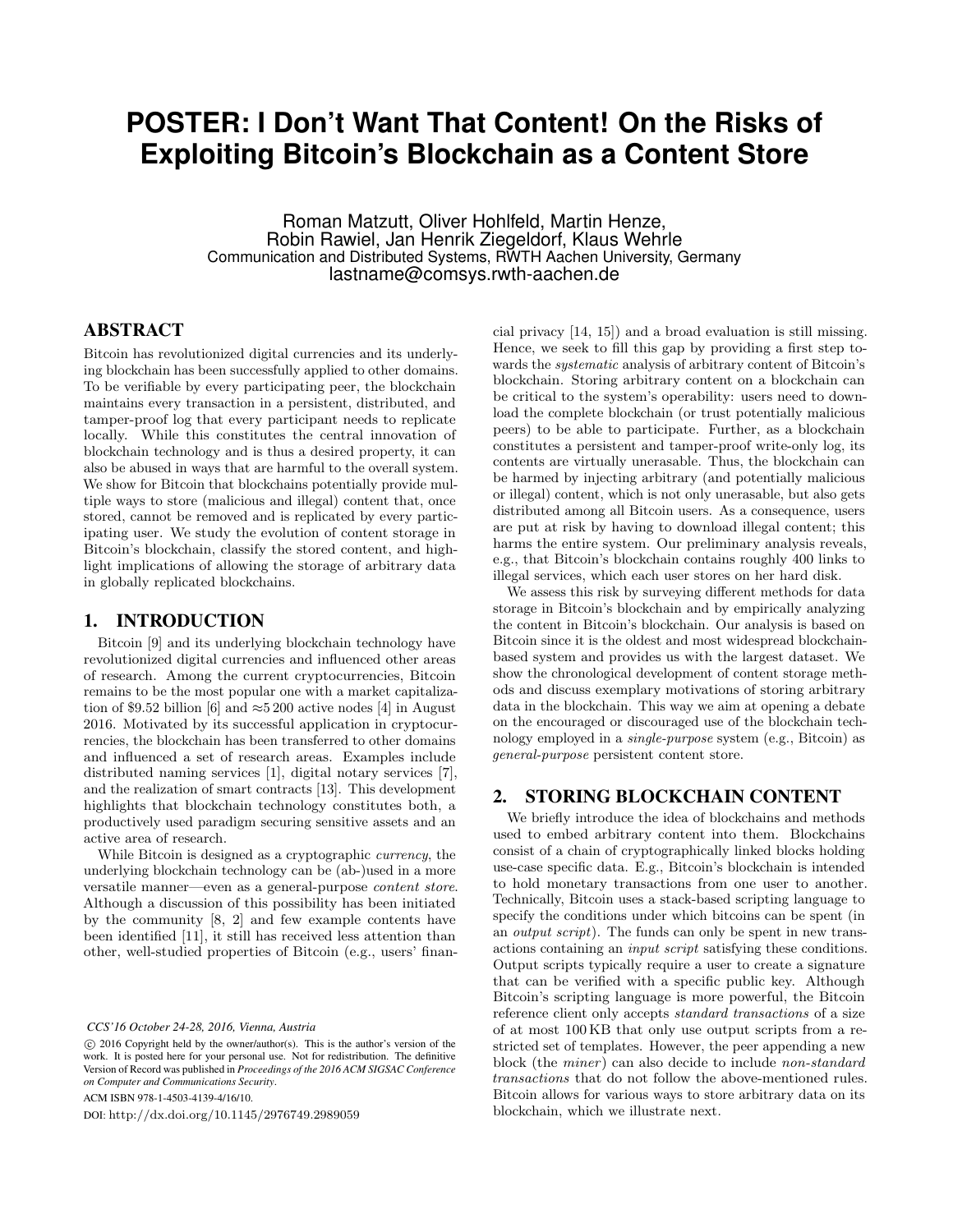# POSTER: I Don't Want That Content! On the Risks of Exploiting Bitcoin's Blockchain as a Content Store

Roman Matzutt, Oliver Hohlfeld, Martin Henze,
Robin Rawiel, Jan Henrik Ziegeldorf, Klaus Wehrle
Communication and Distributed Systems, RWTH Aachen University, Germany
lastname@comsys.rwth-aachen.de

## ABSTRACT

Bitcoin has revolutionized digital currencies and its underlying blockchain has been successfully applied to other domains. To be verifiable by every participating peer, the blockchain maintains every transaction in a persistent, distributed, and tamper-proof log that every participant needs to replicate locally. While this constitutes the central innovation of blockchain technology and is thus a desired property, it can also be abused in ways that are harmful to the overall system. We show for Bitcoin that blockchains potentially provide multiple ways to store (malicious and illegal) content that, once stored, cannot be removed and is replicated by every participating user. We study the evolution of content storage in Bitcoin's blockchain, classify the stored content, and highlight implications of allowing the storage of arbitrary data in globally replicated blockchains.

## 1. INTRODUCTION

Bitcoin [9] and its underlying blockchain technology have revolutionized digital currencies and influenced other areas of research. Among the current cryptocurrencies, Bitcoin remains to be the most popular one with a market capitalization of \$9.52 billion [6] and ≈5 200 active nodes [4] in August 2016. Motivated by its successful application in cryptocurrencies, the blockchain has been transferred to other domains and influenced a set of research areas. Examples include distributed naming services [1], digital notary services [7], and the realization of smart contracts [13]. This development highlights that blockchain technology constitutes both, a productively used paradigm securing sensitive assets and an active area of research.

While Bitcoin is designed as a cryptographic *currency*, the underlying blockchain technology can be (ab-)used in a more versatile manner—even as a general-purpose *content store*. Although a discussion of this possibility has been initiated by the community [8, 2] and few example contents have been identified [11], it still has received less attention than other, well-studied properties of Bitcoin (e.g., users' financial privacy [14, 15]) and a broad evaluation is still missing. Hence, we seek to fill this gap by providing a first step towards the *systematic* analysis of arbitrary content of Bitcoin's blockchain. Storing arbitrary content on a blockchain can be critical to the system's operability: users need to download the complete blockchain (or trust potentially malicious peers) to be able to participate. Further, as a blockchain constitutes a persistent and tamper-proof write-only log, its contents are virtually unerasable. Thus, the blockchain can be harmed by injecting arbitrary (and potentially malicious or illegal) content, which is not only unerasable, but also gets distributed among all Bitcoin users. As a consequence, users are put at risk by having to download illegal content; this harms the entire system. Our preliminary analysis reveals, e.g., that Bitcoin's blockchain contains roughly 400 links to illegal services, which each user stores on her hard disk.

We assess this risk by surveying different methods for data storage in Bitcoin's blockchain and by empirically analyzing the content in Bitcoin's blockchain. Our analysis is based on Bitcoin since it is the oldest and most widespread blockchain-based system and provides us with the largest dataset. We show the chronological development of content storage methods and discuss exemplary motivations of storing arbitrary data in the blockchain. This way we aim at opening a debate on the encouraged or discouraged use of the blockchain technology employed in a *single-purpose* system (e.g., Bitcoin) as *general-purpose* persistent content store.

## 2. STORING BLOCKCHAIN CONTENT

We briefly introduce the idea of blockchains and methods used to embed arbitrary content into them. Blockchains consist of a chain of cryptographically linked blocks holding use-case specific data. E.g., Bitcoin's blockchain is intended to hold monetary transactions from one user to another. Technically, Bitcoin uses a stack-based scripting language to specify the conditions under which bitcoins can be spent (in an *output script*). The funds can only be spent in new transactions containing an *input script* satisfying these conditions. Output scripts typically require a user to create a signature that can be verified with a specific public key. Although Bitcoin's scripting language is more powerful, the Bitcoin reference client only accepts *standard transactions* of a size of at most 100 KB that only use output scripts from a restricted set of templates. However, the peer appending a new block (the *miner*) can also decide to include *non-standard transactions* that do not follow the above-mentioned rules. Bitcoin allows for various ways to store arbitrary data on its blockchain, which we illustrate next.

*CCS'16 October 24-28, 2016, Vienna, Austria*

© 2016 Copyright held by the owner/author(s). This is the author's version of the work. It is posted here for your personal use. Not for redistribution. The definitive Version of Record was published in *Proceedings of the 2016 ACM SIGSAC Conference on Computer and Communications Security*.

ACM ISBN 978-1-4503-4139-4/16/10.

DOI: http://dx.doi.org/10.1145/2976749.2989059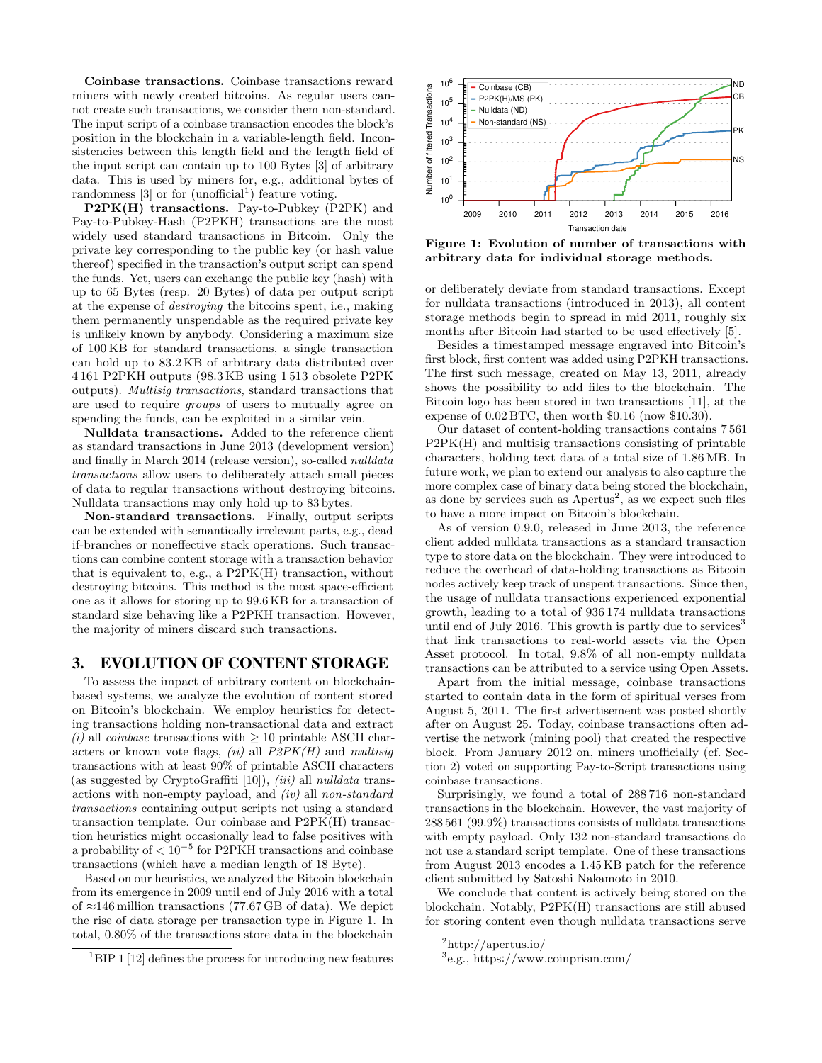**Coinbase transactions.** Coinbase transactions reward miners with newly created bitcoins. As regular users cannot create such transactions, we consider them non-standard. The input script of a coinbase transaction encodes the block's position in the blockchain in a variable-length field. Inconsistencies between this length field and the length field of the input script can contain up to 100 Bytes [3] of arbitrary data. This is used by miners for, e.g., additional bytes of randomness [3] or for (unofficial[1]) feature voting.

**P2PK(H) transactions.** Pay-to-Pubkey (P2PK) and Pay-to-Pubkey-Hash (P2PKH) transactions are the most widely used standard transactions in Bitcoin. Only the private key corresponding to the public key (or hash value thereof) specified in the transaction's output script can spend the funds. Yet, users can exchange the public key (hash) with up to 65 Bytes (resp. 20 Bytes) of data per output script at the expense of *destroying* the bitcoins spent, i.e., making them permanently unspendable as the required private key is unlikely known by anybody. Considering a maximum size of 100 KB for standard transactions, a single transaction can hold up to 83.2 KB of arbitrary data distributed over 4 161 P2PKH outputs (98.3 KB using 1 513 obsolete P2PK outputs). *Multisig transactions*, standard transactions that are used to require *groups* of users to mutually agree on spending the funds, can be exploited in a similar vein.

**Nulldata transactions.** Added to the reference client as standard transactions in June 2013 (development version) and finally in March 2014 (release version), so-called *nulldata transactions* allow users to deliberately attach small pieces of data to regular transactions without destroying bitcoins. Nulldata transactions may only hold up to 83 bytes.

**Non-standard transactions.** Finally, output scripts can be extended with semantically irrelevant parts, e.g., dead if-branches or noneffective stack operations. Such transactions can combine content storage with a transaction behavior that is equivalent to, e.g., a P2PK(H) transaction, without destroying bitcoins. This method is the most space-efficient one as it allows for storing up to 99.6 KB for a transaction of standard size behaving like a P2PKH transaction. However, the majority of miners discard such transactions.

## 3. EVOLUTION OF CONTENT STORAGE

To assess the impact of arbitrary content on blockchain-based systems, we analyze the evolution of content stored on Bitcoin's blockchain. We employ heuristics for detecting transactions holding non-transactional data and extract *(i)* all *coinbase* transactions with $\geq 10$ printable ASCII characters or known vote flags, *(ii)* all *P2PK(H)* and *multisig* transactions with at least 90% of printable ASCII characters (as suggested by CryptoGraffiti [10]), *(iii)* all *nulldata* transactions with non-empty payload, and *(iv)* all *non-standard transactions* containing output scripts not using a standard transaction template. Our coinbase and P2PK(H) transaction heuristics might occasionally lead to false positives with a probability of $< 10^{-5}$ for P2PKH transactions and coinbase transactions (which have a median length of 18 Byte).

Based on our heuristics, we analyzed the Bitcoin blockchain from its emergence in 2009 until end of July 2016 with a total of ≈146 million transactions (77.67 GB of data). We depict the rise of data storage per transaction type in Figure 1. In total, 0.80% of the transactions store data in the blockchain or deliberately deviate from standard transactions. Except for nulldata transactions (introduced in 2013), all content storage methods begin to spread in mid 2011, roughly six months after Bitcoin had started to be used effectively [5].

**Figure 1: Evolution of number of transactions with arbitrary data for individual storage methods.**

Besides a timestamped message engraved into Bitcoin's first block, first content was added using P2PKH transactions. The first such message, created on May 13, 2011, already shows the possibility to add files to the blockchain. The Bitcoin logo has been stored in two transactions [11], at the expense of 0.02 BTC, then worth \$0.16 (now \$10.30).

Our dataset of content-holding transactions contains 7 561 P2PK(H) and multisig transactions consisting of printable characters, holding text data of a total size of 1.86 MB. In future work, we plan to extend our analysis to also capture the more complex case of binary data being stored the blockchain, as done by services such as Apertus[2], as we expect such files to have a more impact on Bitcoin's blockchain.

As of version 0.9.0, released in June 2013, the reference client added nulldata transactions as a standard transaction type to store data on the blockchain. They were introduced to reduce the overhead of data-holding transactions as Bitcoin nodes actively keep track of unspent transactions. Since then, the usage of nulldata transactions experienced exponential growth, leading to a total of 936 174 nulldata transactions until end of July 2016. This growth is partly due to services[3] that link transactions to real-world assets via the Open Asset protocol. In total, 9.8% of all non-empty nulldata transactions can be attributed to a service using Open Assets.

Apart from the initial message, coinbase transactions started to contain data in the form of spiritual verses from August 5, 2011. The first advertisement was posted shortly after on August 25. Today, coinbase transactions often advertise the network (mining pool) that created the respective block. From January 2012 on, miners unofficially (cf. Section 2) voted on supporting Pay-to-Script transactions using coinbase transactions.

Surprisingly, we found a total of 288 716 non-standard transactions in the blockchain. However, the vast majority of 288 561 (99.9%) transactions consists of nulldata transactions with empty payload. Only 132 non-standard transactions do not use a standard script template. One of these transactions from August 2013 encodes a 1.45 KB patch for the reference client submitted by Satoshi Nakamoto in 2010.

We conclude that content is actively being stored on the blockchain. Notably, P2PK(H) transactions are still abused for storing content even though nulldata transactions serve

[1] BIP 1 [12] defines the process for introducing new features

[2] http://apertus.io/

[3] e.g., https://www.coinprism.com/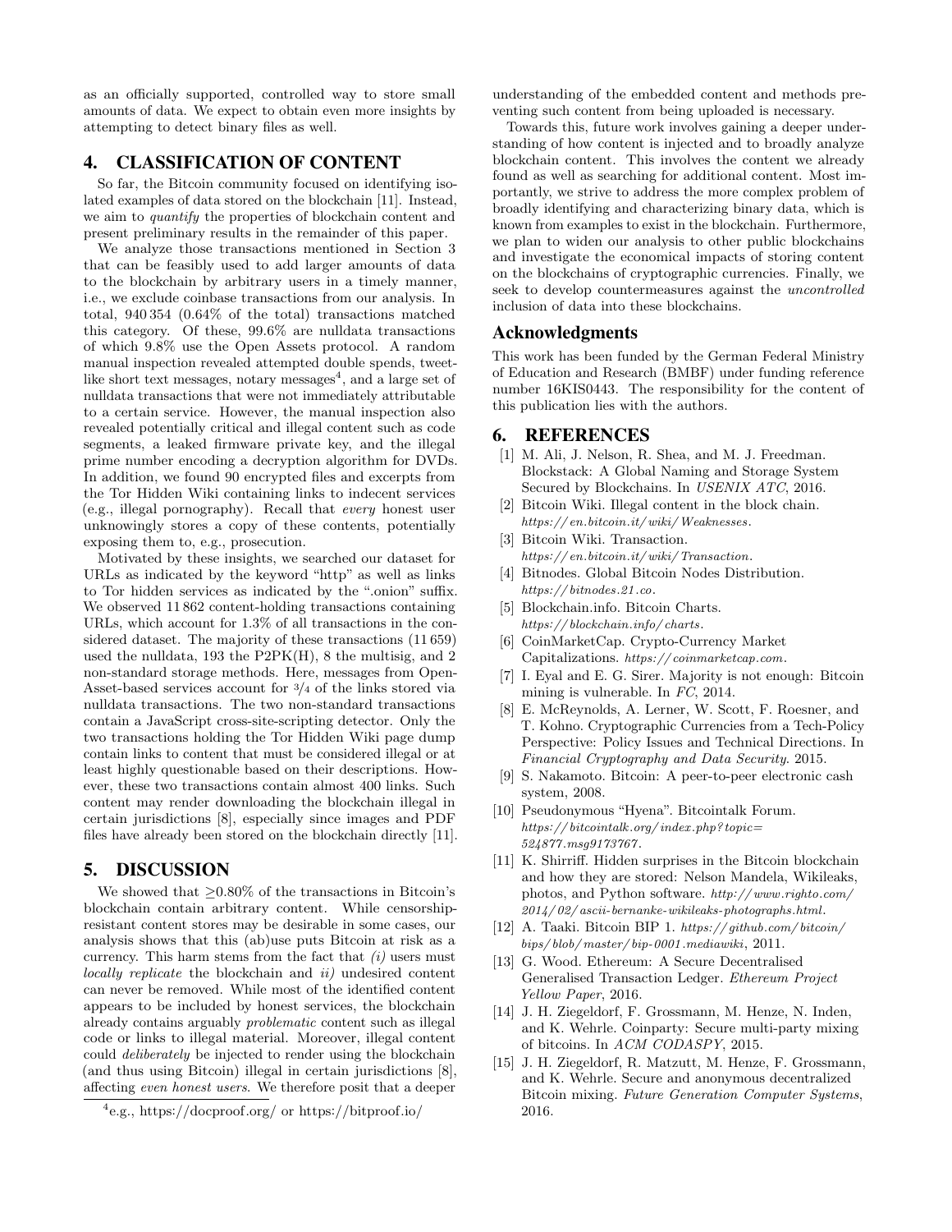as an officially supported, controlled way to store small amounts of data. We expect to obtain even more insights by attempting to detect binary files as well.

## 4. CLASSIFICATION OF CONTENT

So far, the Bitcoin community focused on identifying isolated examples of data stored on the blockchain [11]. Instead, we aim to *quantify* the properties of blockchain content and present preliminary results in the remainder of this paper.

We analyze those transactions mentioned in Section 3 that can be feasibly used to add larger amounts of data to the blockchain by arbitrary users in a timely manner, i.e., we exclude coinbase transactions from our analysis. In total, 940 354 (0.64% of the total) transactions matched this category. Of these, 99.6% are nulldata transactions of which 9.8% use the Open Assets protocol. A random manual inspection revealed attempted double spends, tweet-like short text messages, notary messages[4], and a large set of nulldata transactions that were not immediately attributable to a certain service. However, the manual inspection also revealed potentially critical and illegal content such as code segments, a leaked firmware private key, and the illegal prime number encoding a decryption algorithm for DVDs. In addition, we found 90 encrypted files and excerpts from the Tor Hidden Wiki containing links to indecent services (e.g., illegal pornography). Recall that *every* honest user unknowingly stores a copy of these contents, potentially exposing them to, e.g., prosecution.

Motivated by these insights, we searched our dataset for URLs as indicated by the keyword "http" as well as links to Tor hidden services as indicated by the ".onion" suffix. We observed 11 862 content-holding transactions containing URLs, which account for 1.3% of all transactions in the considered dataset. The majority of these transactions (11 659) used the nulldata, 193 the P2PK(H), 8 the multisig, and 2 non-standard storage methods. Here, messages from Open-Asset-based services account for 3/4 of the links stored via nulldata transactions. The two non-standard transactions contain a JavaScript cross-site-scripting detector. Only the two transactions holding the Tor Hidden Wiki page dump contain links to content that must be considered illegal or at least highly questionable based on their descriptions. However, these two transactions contain almost 400 links. Such content may render downloading the blockchain illegal in certain jurisdictions [8], especially since images and PDF files have already been stored on the blockchain directly [11].

## 5. DISCUSSION

We showed that ≥0.80% of the transactions in Bitcoin's blockchain contain arbitrary content. While censorship-resistant content stores may be desirable in some cases, our analysis shows that this (ab)use puts Bitcoin at risk as a currency. This harm stems from the fact that *(i)* users must *locally replicate* the blockchain and *ii)* undesired content can never be removed. While most of the identified content appears to be included by honest services, the blockchain already contains arguably *problematic* content such as illegal code or links to illegal material. Moreover, illegal content could *deliberately* be injected to render using the blockchain (and thus using Bitcoin) illegal in certain jurisdictions [8], affecting *even honest users*. We therefore posit that a deeper understanding of the embedded content and methods preventing such content from being uploaded is necessary.

Towards this, future work involves gaining a deeper understanding of how content is injected and to broadly analyze blockchain content. This involves the content we already found as well as searching for additional content. Most importantly, we strive to address the more complex problem of broadly identifying and characterizing binary data, which is known from examples to exist in the blockchain. Furthermore, we plan to widen our analysis to other public blockchains and investigate the economical impacts of storing content on the blockchains of cryptographic currencies. Finally, we seek to develop countermeasures against the *uncontrolled* inclusion of data into these blockchains.

[4] e.g., https://docproof.org/ or https://bitproof.io/

## Acknowledgments

This work has been funded by the German Federal Ministry of Education and Research (BMBF) under funding reference number 16KIS0443. The responsibility for the content of this publication lies with the authors.

## 6. REFERENCES

[1] M. Ali, J. Nelson, R. Shea, and M. J. Freedman. Blockstack: A Global Naming and Storage System Secured by Blockchains. In *USENIX ATC*, 2016.

[2] Bitcoin Wiki. Illegal content in the block chain. *https://en.bitcoin.it/wiki/Weaknesses*.

[3] Bitcoin Wiki. Transaction. *https://en.bitcoin.it/wiki/Transaction*.

[4] Bitnodes. Global Bitcoin Nodes Distribution. *https://bitnodes.21.co*.

[5] Blockchain.info. Bitcoin Charts. *https://blockchain.info/charts*.

[6] CoinMarketCap. Crypto-Currency Market Capitalizations. *https://coinmarketcap.com*.

[7] I. Eyal and E. G. Sirer. Majority is not enough: Bitcoin mining is vulnerable. In *FC*, 2014.

[8] E. McReynolds, A. Lerner, W. Scott, F. Roesner, and T. Kohno. Cryptographic Currencies from a Tech-Policy Perspective: Policy Issues and Technical Directions. In *Financial Cryptography and Data Security*. 2015.

[9] S. Nakamoto. Bitcoin: A peer-to-peer electronic cash system, 2008.

[10] Pseudonymous "Hyena". Bitcointalk Forum. *https://bitcointalk.org/index.php?topic=524877.msg9173767*.

[11] K. Shirriff. Hidden surprises in the Bitcoin blockchain and how they are stored: Nelson Mandela, Wikileaks, photos, and Python software. *http://www.righto.com/2014/02/ascii-bernanke-wikileaks-photographs.html*.

[12] A. Taaki. Bitcoin BIP 1. *https://github.com/bitcoin/bips/blob/master/bip-0001.mediawiki*, 2011.

[13] G. Wood. Ethereum: A Secure Decentralised Generalised Transaction Ledger. *Ethereum Project Yellow Paper*, 2016.

[14] J. H. Ziegeldorf, F. Grossmann, M. Henze, N. Inden, and K. Wehrle. Coinparty: Secure multi-party mixing of bitcoins. In *ACM CODASPY*, 2015.

[15] J. H. Ziegeldorf, R. Matzutt, M. Henze, F. Grossmann, and K. Wehrle. Secure and anonymous decentralized Bitcoin mixing. *Future Generation Computer Systems*, 2016.